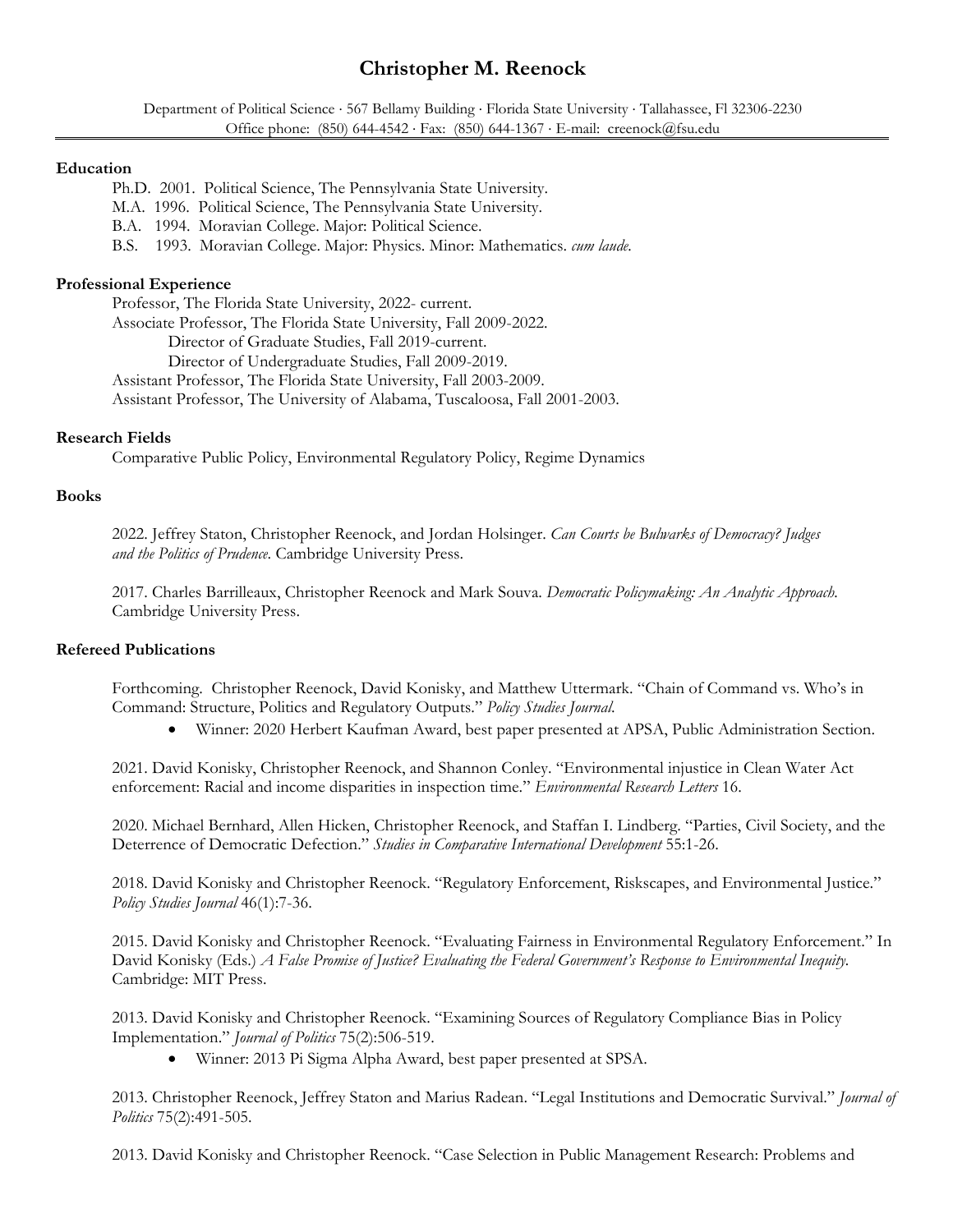# Christopher M. Reenock

Department of Political Science · 567 Bellamy Building · Florida State University · Tallahassee, Fl 32306-2230
Office phone: (850) 644-4542 · Fax: (850) 644-1367 · E-mail: creenock@fsu.edu

## Education

Ph.D. 2001. Political Science, The Pennsylvania State University.
M.A. 1996. Political Science, The Pennsylvania State University.
B.A. 1994. Moravian College. Major: Political Science.
B.S. 1993. Moravian College. Major: Physics. Minor: Mathematics. *cum laude.*

## Professional Experience

Professor, The Florida State University, 2022- current.
Associate Professor, The Florida State University, Fall 2009-2022.
Director of Graduate Studies, Fall 2019-current.
Director of Undergraduate Studies, Fall 2009-2019.
Assistant Professor, The Florida State University, Fall 2003-2009.
Assistant Professor, The University of Alabama, Tuscaloosa, Fall 2001-2003.

## Research Fields

Comparative Public Policy, Environmental Regulatory Policy, Regime Dynamics

## Books

2022. Jeffrey Staton, Christopher Reenock, and Jordan Holsinger. *Can Courts be Bulwarks of Democracy? Judges and the Politics of Prudence.* Cambridge University Press.

2017. Charles Barrilleaux, Christopher Reenock and Mark Souva. *Democratic Policymaking: An Analytic Approach.* Cambridge University Press.

## Refereed Publications

Forthcoming. Christopher Reenock, David Konisky, and Matthew Uttermark. "Chain of Command vs. Who's in Command: Structure, Politics and Regulatory Outputs." *Policy Studies Journal.*

- Winner: 2020 Herbert Kaufman Award, best paper presented at APSA, Public Administration Section.

2021. David Konisky, Christopher Reenock, and Shannon Conley. "Environmental injustice in Clean Water Act enforcement: Racial and income disparities in inspection time." *Environmental Research Letters* 16.

2020. Michael Bernhard, Allen Hicken, Christopher Reenock, and Staffan I. Lindberg. "Parties, Civil Society, and the Deterrence of Democratic Defection." *Studies in Comparative International Development* 55:1-26.

2018. David Konisky and Christopher Reenock. "Regulatory Enforcement, Riskscapes, and Environmental Justice." *Policy Studies Journal* 46(1):7-36.

2015. David Konisky and Christopher Reenock. "Evaluating Fairness in Environmental Regulatory Enforcement." In David Konisky (Eds.) *A False Promise of Justice? Evaluating the Federal Government's Response to Environmental Inequity.* Cambridge: MIT Press.

2013. David Konisky and Christopher Reenock. "Examining Sources of Regulatory Compliance Bias in Policy Implementation." *Journal of Politics* 75(2):506-519.

- Winner: 2013 Pi Sigma Alpha Award, best paper presented at SPSA.

2013. Christopher Reenock, Jeffrey Staton and Marius Radean. "Legal Institutions and Democratic Survival." *Journal of Politics* 75(2):491-505.

2013. David Konisky and Christopher Reenock. "Case Selection in Public Management Research: Problems and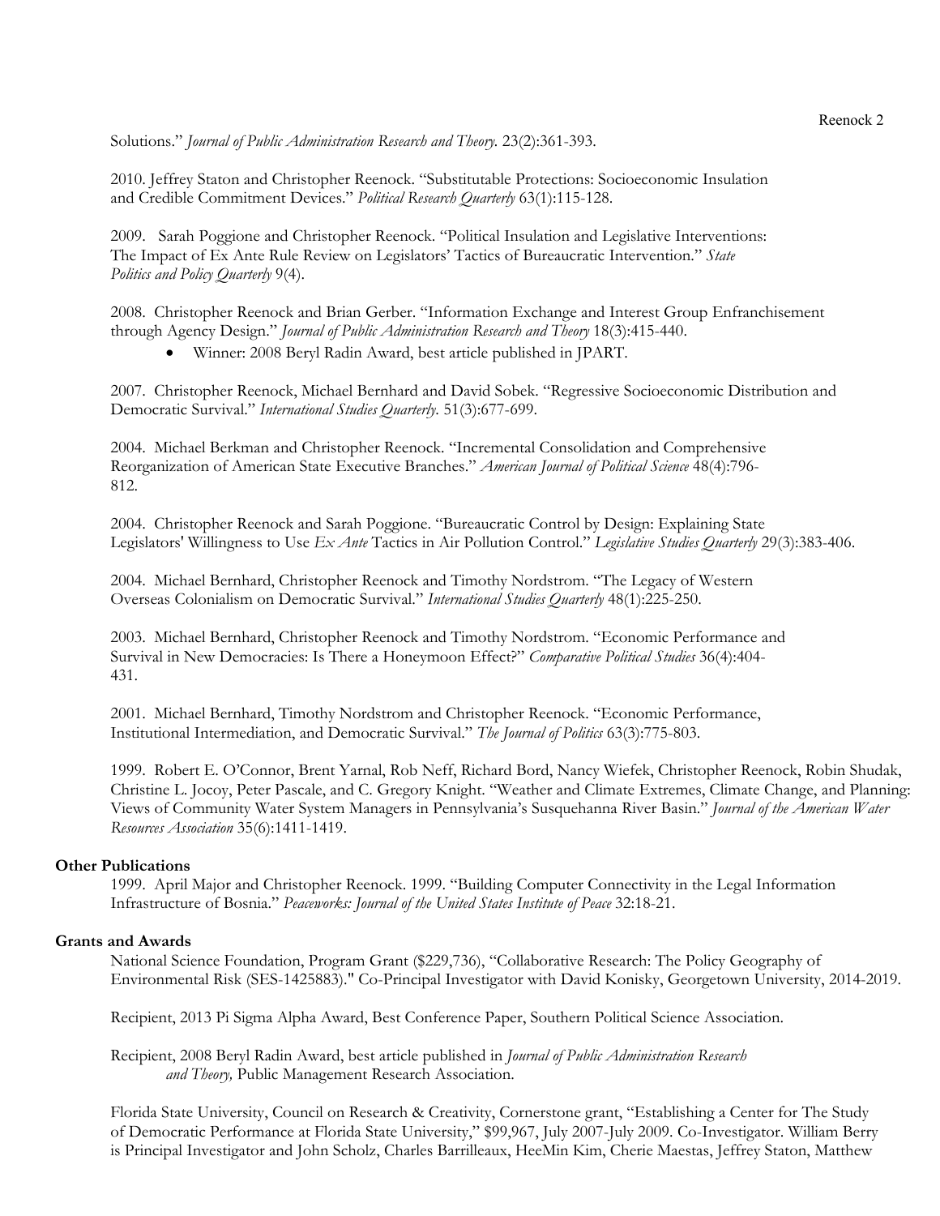Solutions." *Journal of Public Administration Research and Theory.* 23(2):361-393.

2010. Jeffrey Staton and Christopher Reenock. "Substitutable Protections: Socioeconomic Insulation and Credible Commitment Devices." *Political Research Quarterly* 63(1):115-128.

2009. Sarah Poggione and Christopher Reenock. "Political Insulation and Legislative Interventions: The Impact of Ex Ante Rule Review on Legislators' Tactics of Bureaucratic Intervention." *State Politics and Policy Quarterly* 9(4).

2008. Christopher Reenock and Brian Gerber. "Information Exchange and Interest Group Enfranchisement through Agency Design." *Journal of Public Administration Research and Theory* 18(3):415-440.

- Winner: 2008 Beryl Radin Award, best article published in JPART.

2007. Christopher Reenock, Michael Bernhard and David Sobek. "Regressive Socioeconomic Distribution and Democratic Survival." *International Studies Quarterly.* 51(3):677-699.

2004. Michael Berkman and Christopher Reenock. "Incremental Consolidation and Comprehensive Reorganization of American State Executive Branches." *American Journal of Political Science* 48(4):796-812.

2004. Christopher Reenock and Sarah Poggione. "Bureaucratic Control by Design: Explaining State Legislators' Willingness to Use *Ex Ante* Tactics in Air Pollution Control." *Legislative Studies Quarterly* 29(3):383-406.

2004. Michael Bernhard, Christopher Reenock and Timothy Nordstrom. "The Legacy of Western Overseas Colonialism on Democratic Survival." *International Studies Quarterly* 48(1):225-250.

2003. Michael Bernhard, Christopher Reenock and Timothy Nordstrom. "Economic Performance and Survival in New Democracies: Is There a Honeymoon Effect?" *Comparative Political Studies* 36(4):404-431.

2001. Michael Bernhard, Timothy Nordstrom and Christopher Reenock. "Economic Performance, Institutional Intermediation, and Democratic Survival." *The Journal of Politics* 63(3):775-803.

1999. Robert E. O'Connor, Brent Yarnal, Rob Neff, Richard Bord, Nancy Wiefek, Christopher Reenock, Robin Shudak, Christine L. Jocoy, Peter Pascale, and C. Gregory Knight. "Weather and Climate Extremes, Climate Change, and Planning: Views of Community Water System Managers in Pennsylvania's Susquehanna River Basin." *Journal of the American Water Resources Association* 35(6):1411-1419.

## Other Publications

1999. April Major and Christopher Reenock. 1999. "Building Computer Connectivity in the Legal Information Infrastructure of Bosnia." *Peaceworks: Journal of the United States Institute of Peace* 32:18-21.

## Grants and Awards

National Science Foundation, Program Grant ($229,736), "Collaborative Research: The Policy Geography of Environmental Risk (SES-1425883)." Co-Principal Investigator with David Konisky, Georgetown University, 2014-2019.

Recipient, 2013 Pi Sigma Alpha Award, Best Conference Paper, Southern Political Science Association.

Recipient, 2008 Beryl Radin Award, best article published in *Journal of Public Administration Research and Theory,* Public Management Research Association.

Florida State University, Council on Research & Creativity, Cornerstone grant, "Establishing a Center for The Study of Democratic Performance at Florida State University," $99,967, July 2007-July 2009. Co-Investigator. William Berry is Principal Investigator and John Scholz, Charles Barrilleaux, HeeMin Kim, Cherie Maestas, Jeffrey Staton, Matthew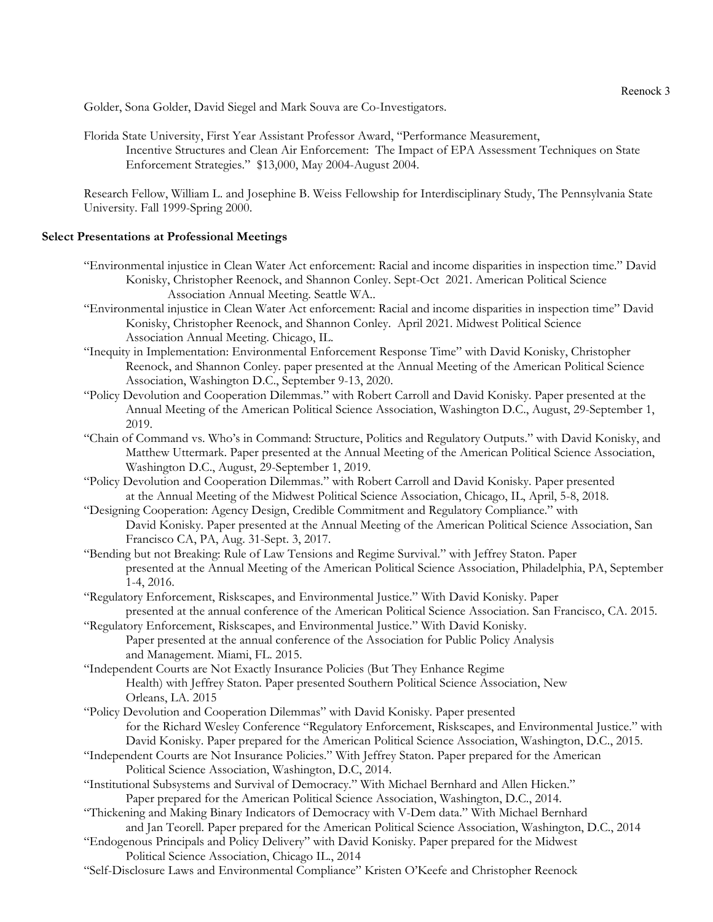Golder, Sona Golder, David Siegel and Mark Souva are Co-Investigators.

Florida State University, First Year Assistant Professor Award, "Performance Measurement, Incentive Structures and Clean Air Enforcement: The Impact of EPA Assessment Techniques on State Enforcement Strategies." $13,000, May 2004-August 2004.

Research Fellow, William L. and Josephine B. Weiss Fellowship for Interdisciplinary Study, The Pennsylvania State University. Fall 1999-Spring 2000.

**Select Presentations at Professional Meetings**

"Environmental injustice in Clean Water Act enforcement: Racial and income disparities in inspection time." David Konisky, Christopher Reenock, and Shannon Conley. Sept-Oct 2021. American Political Science Association Annual Meeting. Seattle WA..

"Environmental injustice in Clean Water Act enforcement: Racial and income disparities in inspection time" David Konisky, Christopher Reenock, and Shannon Conley. April 2021. Midwest Political Science Association Annual Meeting. Chicago, IL.

"Inequity in Implementation: Environmental Enforcement Response Time" with David Konisky, Christopher Reenock, and Shannon Conley. paper presented at the Annual Meeting of the American Political Science Association, Washington D.C., September 9-13, 2020.

"Policy Devolution and Cooperation Dilemmas." with Robert Carroll and David Konisky. Paper presented at the Annual Meeting of the American Political Science Association, Washington D.C., August, 29-September 1, 2019.

"Chain of Command vs. Who's in Command: Structure, Politics and Regulatory Outputs." with David Konisky, and Matthew Uttermark. Paper presented at the Annual Meeting of the American Political Science Association, Washington D.C., August, 29-September 1, 2019.

"Policy Devolution and Cooperation Dilemmas." with Robert Carroll and David Konisky. Paper presented at the Annual Meeting of the Midwest Political Science Association, Chicago, IL, April, 5-8, 2018.

"Designing Cooperation: Agency Design, Credible Commitment and Regulatory Compliance." with David Konisky. Paper presented at the Annual Meeting of the American Political Science Association, San Francisco CA, PA, Aug. 31-Sept. 3, 2017.

"Bending but not Breaking: Rule of Law Tensions and Regime Survival." with Jeffrey Staton. Paper presented at the Annual Meeting of the American Political Science Association, Philadelphia, PA, September 1-4, 2016.

"Regulatory Enforcement, Riskscapes, and Environmental Justice." With David Konisky. Paper presented at the annual conference of the American Political Science Association. San Francisco, CA. 2015.

"Regulatory Enforcement, Riskscapes, and Environmental Justice." With David Konisky. Paper presented at the annual conference of the Association for Public Policy Analysis and Management. Miami, FL. 2015.

"Independent Courts are Not Exactly Insurance Policies (But They Enhance Regime Health) with Jeffrey Staton. Paper presented Southern Political Science Association, New Orleans, LA. 2015

"Policy Devolution and Cooperation Dilemmas" with David Konisky. Paper presented for the Richard Wesley Conference "Regulatory Enforcement, Riskscapes, and Environmental Justice." with David Konisky. Paper prepared for the American Political Science Association, Washington, D.C., 2015.

"Independent Courts are Not Insurance Policies." With Jeffrey Staton. Paper prepared for the American Political Science Association, Washington, D.C, 2014.

"Institutional Subsystems and Survival of Democracy." With Michael Bernhard and Allen Hicken." Paper prepared for the American Political Science Association, Washington, D.C., 2014.

"Thickening and Making Binary Indicators of Democracy with V-Dem data." With Michael Bernhard and Jan Teorell. Paper prepared for the American Political Science Association, Washington, D.C., 2014

"Endogenous Principals and Policy Delivery" with David Konisky. Paper prepared for the Midwest Political Science Association, Chicago IL., 2014

"Self-Disclosure Laws and Environmental Compliance" Kristen O'Keefe and Christopher Reenock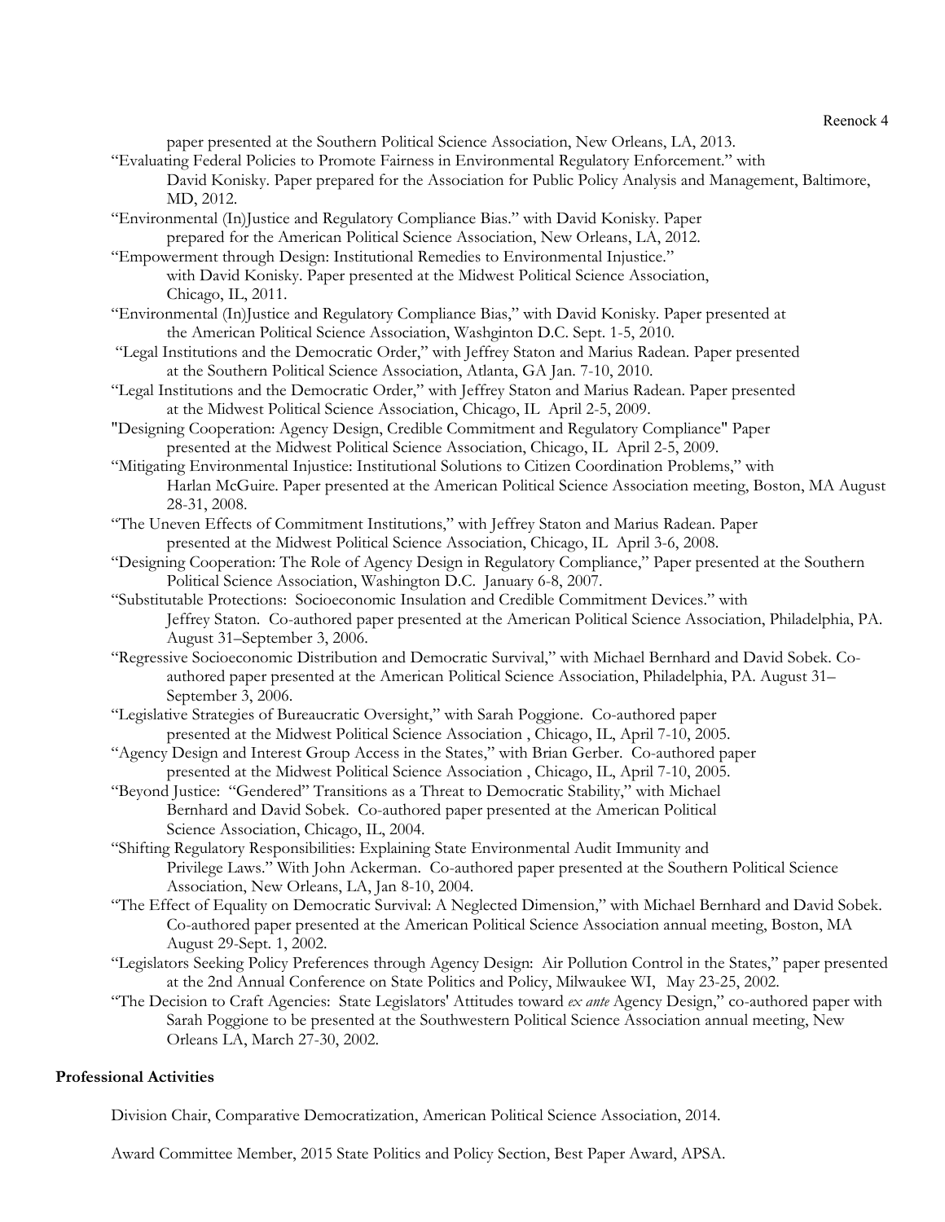paper presented at the Southern Political Science Association, New Orleans, LA, 2013.

"Evaluating Federal Policies to Promote Fairness in Environmental Regulatory Enforcement." with David Konisky. Paper prepared for the Association for Public Policy Analysis and Management, Baltimore, MD, 2012.

"Environmental (In)Justice and Regulatory Compliance Bias." with David Konisky. Paper prepared for the American Political Science Association, New Orleans, LA, 2012.

"Empowerment through Design: Institutional Remedies to Environmental Injustice." with David Konisky. Paper presented at the Midwest Political Science Association, Chicago, IL, 2011.

"Environmental (In)Justice and Regulatory Compliance Bias," with David Konisky. Paper presented at the American Political Science Association, Washginton D.C. Sept. 1-5, 2010.

"Legal Institutions and the Democratic Order," with Jeffrey Staton and Marius Radean. Paper presented at the Southern Political Science Association, Atlanta, GA Jan. 7-10, 2010.

"Legal Institutions and the Democratic Order," with Jeffrey Staton and Marius Radean. Paper presented at the Midwest Political Science Association, Chicago, IL April 2-5, 2009.

"Designing Cooperation: Agency Design, Credible Commitment and Regulatory Compliance" Paper presented at the Midwest Political Science Association, Chicago, IL April 2-5, 2009.

"Mitigating Environmental Injustice: Institutional Solutions to Citizen Coordination Problems," with Harlan McGuire. Paper presented at the American Political Science Association meeting, Boston, MA August 28-31, 2008.

"The Uneven Effects of Commitment Institutions," with Jeffrey Staton and Marius Radean. Paper presented at the Midwest Political Science Association, Chicago, IL April 3-6, 2008.

"Designing Cooperation: The Role of Agency Design in Regulatory Compliance," Paper presented at the Southern Political Science Association, Washington D.C. January 6-8, 2007.

"Substitutable Protections: Socioeconomic Insulation and Credible Commitment Devices." with Jeffrey Staton. Co-authored paper presented at the American Political Science Association, Philadelphia, PA. August 31–September 3, 2006.

"Regressive Socioeconomic Distribution and Democratic Survival," with Michael Bernhard and David Sobek. Co-authored paper presented at the American Political Science Association, Philadelphia, PA. August 31–September 3, 2006.

"Legislative Strategies of Bureaucratic Oversight," with Sarah Poggione. Co-authored paper presented at the Midwest Political Science Association , Chicago, IL, April 7-10, 2005.

"Agency Design and Interest Group Access in the States," with Brian Gerber. Co-authored paper presented at the Midwest Political Science Association , Chicago, IL, April 7-10, 2005.

"Beyond Justice: "Gendered" Transitions as a Threat to Democratic Stability," with Michael Bernhard and David Sobek. Co-authored paper presented at the American Political Science Association, Chicago, IL, 2004.

"Shifting Regulatory Responsibilities: Explaining State Environmental Audit Immunity and Privilege Laws." With John Ackerman. Co-authored paper presented at the Southern Political Science Association, New Orleans, LA, Jan 8-10, 2004.

"The Effect of Equality on Democratic Survival: A Neglected Dimension," with Michael Bernhard and David Sobek. Co-authored paper presented at the American Political Science Association annual meeting, Boston, MA August 29-Sept. 1, 2002.

"Legislators Seeking Policy Preferences through Agency Design: Air Pollution Control in the States," paper presented at the 2nd Annual Conference on State Politics and Policy, Milwaukee WI, May 23-25, 2002.

"The Decision to Craft Agencies: State Legislators' Attitudes toward *ex ante* Agency Design," co-authored paper with Sarah Poggione to be presented at the Southwestern Political Science Association annual meeting, New Orleans LA, March 27-30, 2002.

**Professional Activities**

Division Chair, Comparative Democratization, American Political Science Association, 2014.

Award Committee Member, 2015 State Politics and Policy Section, Best Paper Award, APSA.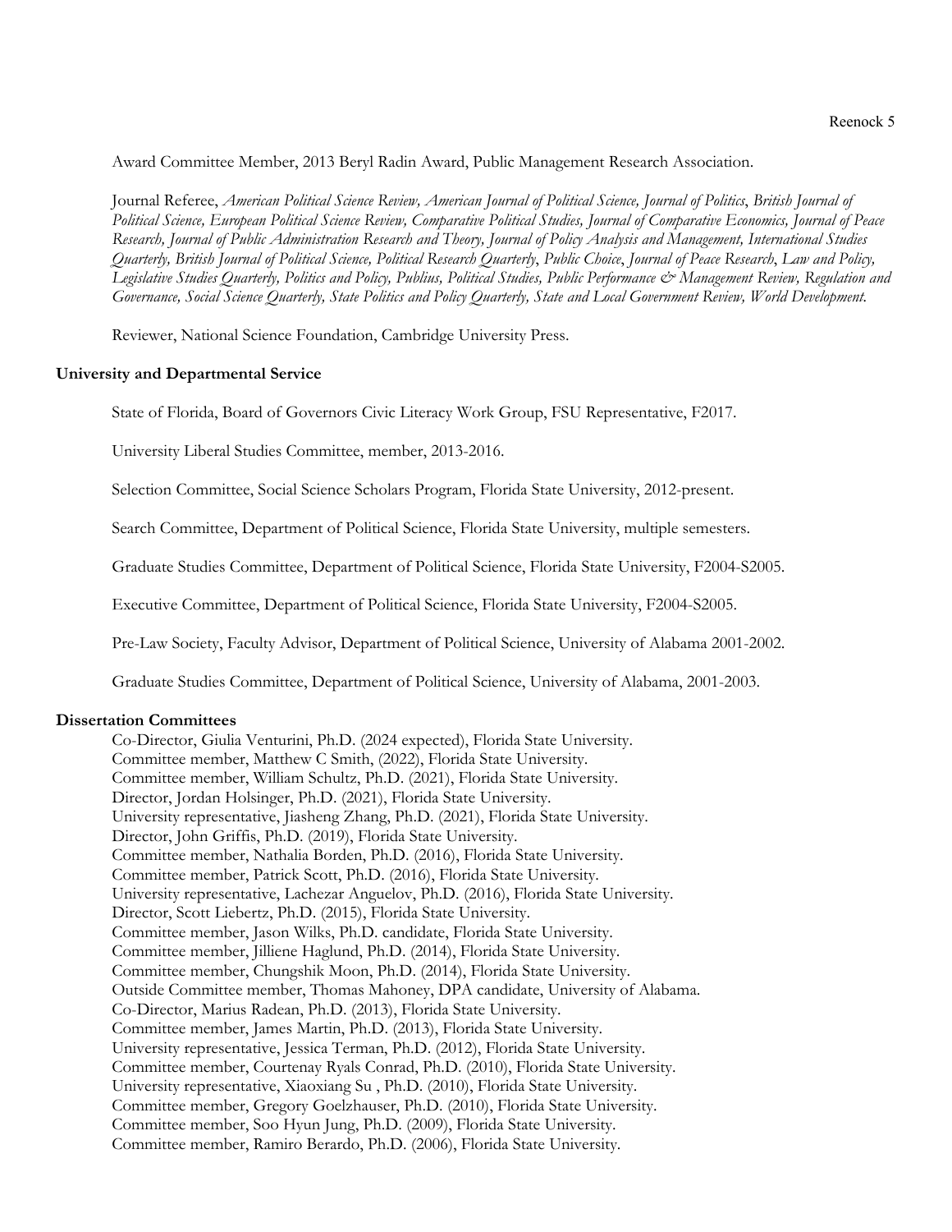Award Committee Member, 2013 Beryl Radin Award, Public Management Research Association.

Journal Referee, *American Political Science Review, American Journal of Political Science, Journal of Politics, British Journal of Political Science, European Political Science Review, Comparative Political Studies, Journal of Comparative Economics, Journal of Peace Research, Journal of Public Administration Research and Theory, Journal of Policy Analysis and Management, International Studies Quarterly, British Journal of Political Science, Political Research Quarterly, Public Choice, Journal of Peace Research, Law and Policy, Legislative Studies Quarterly, Politics and Policy, Publius, Political Studies, Public Performance & Management Review, Regulation and Governance, Social Science Quarterly, State Politics and Policy Quarterly, State and Local Government Review, World Development.*

Reviewer, National Science Foundation, Cambridge University Press.

## University and Departmental Service

State of Florida, Board of Governors Civic Literacy Work Group, FSU Representative, F2017.

University Liberal Studies Committee, member, 2013-2016.

Selection Committee, Social Science Scholars Program, Florida State University, 2012-present.

Search Committee, Department of Political Science, Florida State University, multiple semesters.

Graduate Studies Committee, Department of Political Science, Florida State University, F2004-S2005.

Executive Committee, Department of Political Science, Florida State University, F2004-S2005.

Pre-Law Society, Faculty Advisor, Department of Political Science, University of Alabama 2001-2002.

Graduate Studies Committee, Department of Political Science, University of Alabama, 2001-2003.

## Dissertation Committees

Co-Director, Giulia Venturini, Ph.D. (2024 expected), Florida State University.
Committee member, Matthew C Smith, (2022), Florida State University.
Committee member, William Schultz, Ph.D. (2021), Florida State University.
Director, Jordan Holsinger, Ph.D. (2021), Florida State University.
University representative, Jiasheng Zhang, Ph.D. (2021), Florida State University.
Director, John Griffis, Ph.D. (2019), Florida State University.
Committee member, Nathalia Borden, Ph.D. (2016), Florida State University.
Committee member, Patrick Scott, Ph.D. (2016), Florida State University.
University representative, Lachezar Anguelov, Ph.D. (2016), Florida State University.
Director, Scott Liebertz, Ph.D. (2015), Florida State University.
Committee member, Jason Wilks, Ph.D. candidate, Florida State University.
Committee member, Jilliene Haglund, Ph.D. (2014), Florida State University.
Committee member, Chungshik Moon, Ph.D. (2014), Florida State University.
Outside Committee member, Thomas Mahoney, DPA candidate, University of Alabama.
Co-Director, Marius Radean, Ph.D. (2013), Florida State University.
Committee member, James Martin, Ph.D. (2013), Florida State University.
University representative, Jessica Terman, Ph.D. (2012), Florida State University.
Committee member, Courtenay Ryals Conrad, Ph.D. (2010), Florida State University.
University representative, Xiaoxiang Su , Ph.D. (2010), Florida State University.
Committee member, Gregory Goelzhauser, Ph.D. (2010), Florida State University.
Committee member, Soo Hyun Jung, Ph.D. (2009), Florida State University.
Committee member, Ramiro Berardo, Ph.D. (2006), Florida State University.